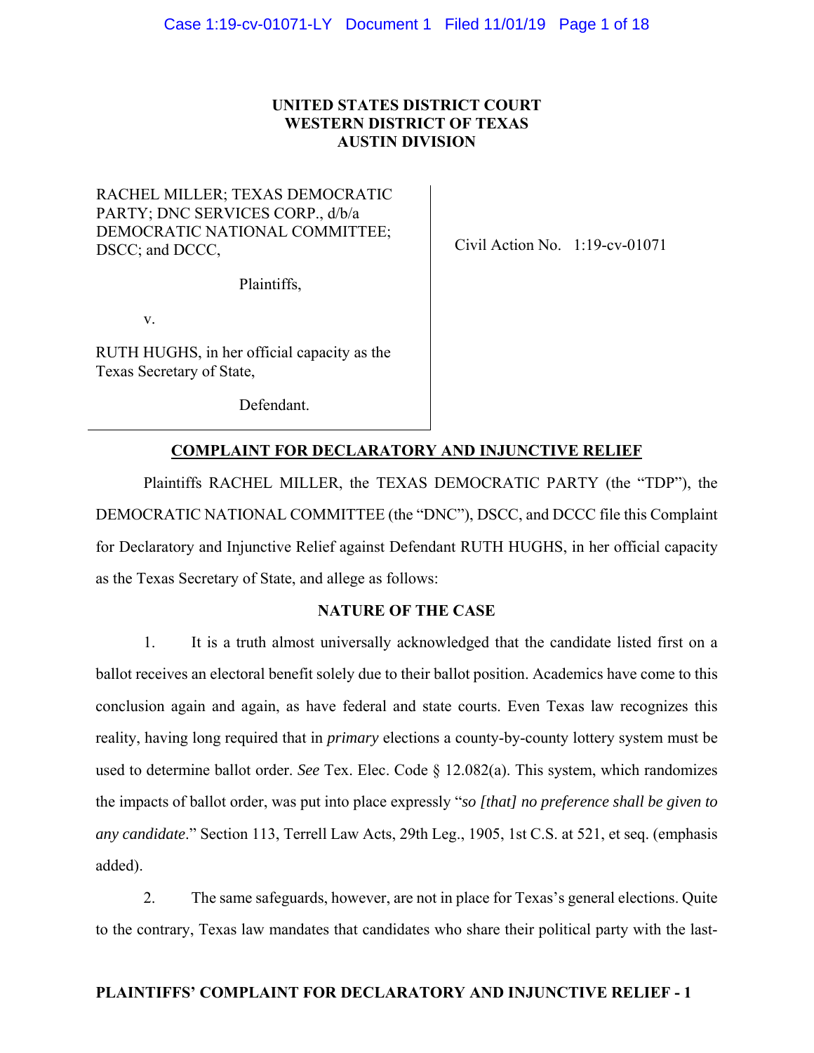**UNITED STATES DISTRICT COURT**
**WESTERN DISTRICT OF TEXAS**
**AUSTIN DIVISION**

RACHEL MILLER; TEXAS DEMOCRATIC PARTY; DNC SERVICES CORP., d/b/a DEMOCRATIC NATIONAL COMMITTEE; DSCC; and DCCC,

Plaintiffs,

v.

RUTH HUGHS, in her official capacity as the Texas Secretary of State,

Defendant.

Civil Action No. 1:19-cv-01071

## COMPLAINT FOR DECLARATORY AND INJUNCTIVE RELIEF

Plaintiffs RACHEL MILLER, the TEXAS DEMOCRATIC PARTY (the "TDP"), the DEMOCRATIC NATIONAL COMMITTEE (the "DNC"), DSCC, and DCCC file this Complaint for Declaratory and Injunctive Relief against Defendant RUTH HUGHS, in her official capacity as the Texas Secretary of State, and allege as follows:

### NATURE OF THE CASE

1. It is a truth almost universally acknowledged that the candidate listed first on a ballot receives an electoral benefit solely due to their ballot position. Academics have come to this conclusion again and again, as have federal and state courts. Even Texas law recognizes this reality, having long required that in *primary* elections a county-by-county lottery system must be used to determine ballot order. *See* Tex. Elec. Code § 12.082(a). This system, which randomizes the impacts of ballot order, was put into place expressly "*so [that] no preference shall be given to any candidate*." Section 113, Terrell Law Acts, 29th Leg., 1905, 1st C.S. at 521, et seq. (emphasis added).

2. The same safeguards, however, are not in place for Texas's general elections. Quite to the contrary, Texas law mandates that candidates who share their political party with the last-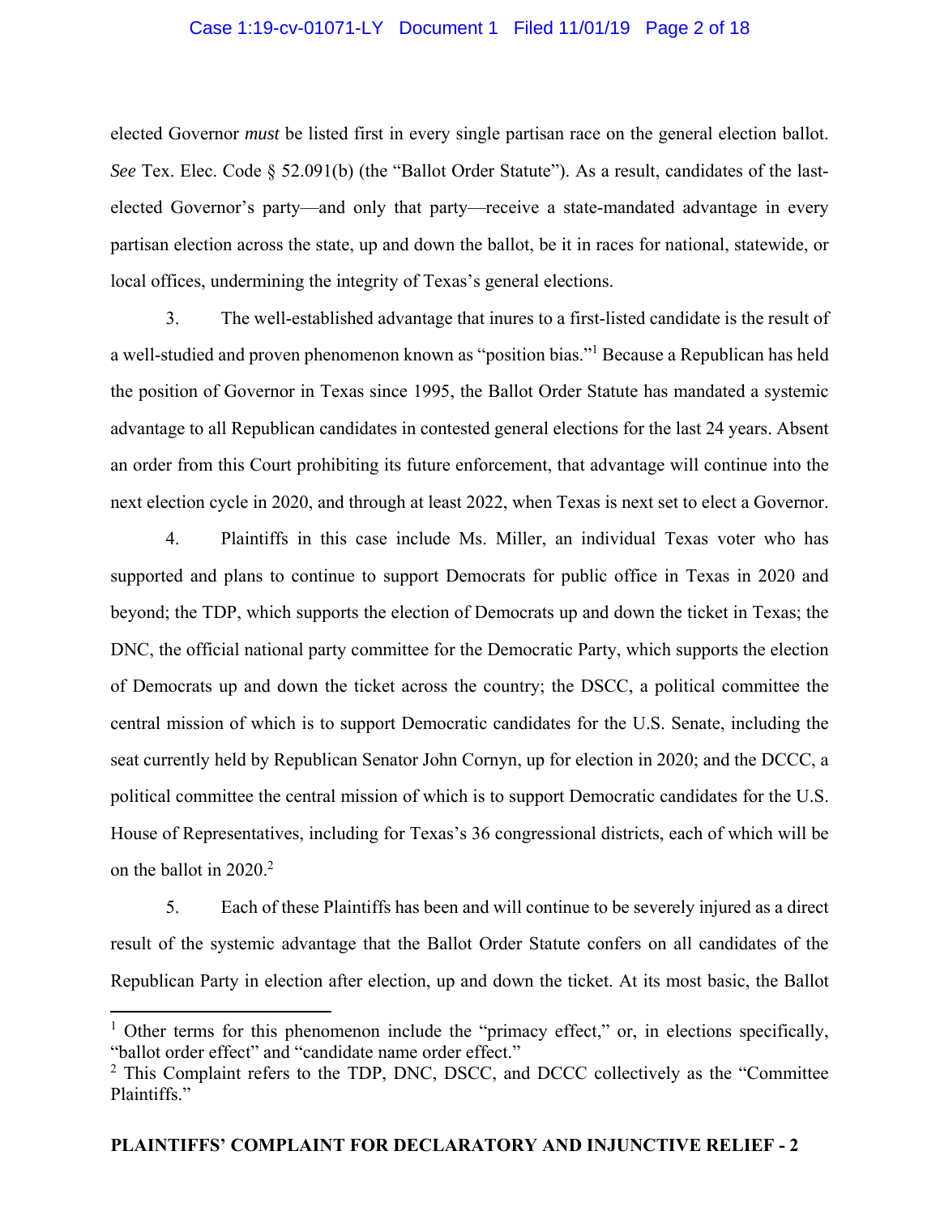elected Governor *must* be listed first in every single partisan race on the general election ballot. *See* Tex. Elec. Code § 52.091(b) (the "Ballot Order Statute"). As a result, candidates of the last-elected Governor's party—and only that party—receive a state-mandated advantage in every partisan election across the state, up and down the ballot, be it in races for national, statewide, or local offices, undermining the integrity of Texas's general elections.

3. The well-established advantage that inures to a first-listed candidate is the result of a well-studied and proven phenomenon known as "position bias."[1] Because a Republican has held the position of Governor in Texas since 1995, the Ballot Order Statute has mandated a systemic advantage to all Republican candidates in contested general elections for the last 24 years. Absent an order from this Court prohibiting its future enforcement, that advantage will continue into the next election cycle in 2020, and through at least 2022, when Texas is next set to elect a Governor.

4. Plaintiffs in this case include Ms. Miller, an individual Texas voter who has supported and plans to continue to support Democrats for public office in Texas in 2020 and beyond; the TDP, which supports the election of Democrats up and down the ticket in Texas; the DNC, the official national party committee for the Democratic Party, which supports the election of Democrats up and down the ticket across the country; the DSCC, a political committee the central mission of which is to support Democratic candidates for the U.S. Senate, including the seat currently held by Republican Senator John Cornyn, up for election in 2020; and the DCCC, a political committee the central mission of which is to support Democratic candidates for the U.S. House of Representatives, including for Texas's 36 congressional districts, each of which will be on the ballot in 2020.[2]

5. Each of these Plaintiffs has been and will continue to be severely injured as a direct result of the systemic advantage that the Ballot Order Statute confers on all candidates of the Republican Party in election after election, up and down the ticket. At its most basic, the Ballot

---

[1] Other terms for this phenomenon include the "primacy effect," or, in elections specifically, "ballot order effect" and "candidate name order effect."

[2] This Complaint refers to the TDP, DNC, DSCC, and DCCC collectively as the "Committee Plaintiffs."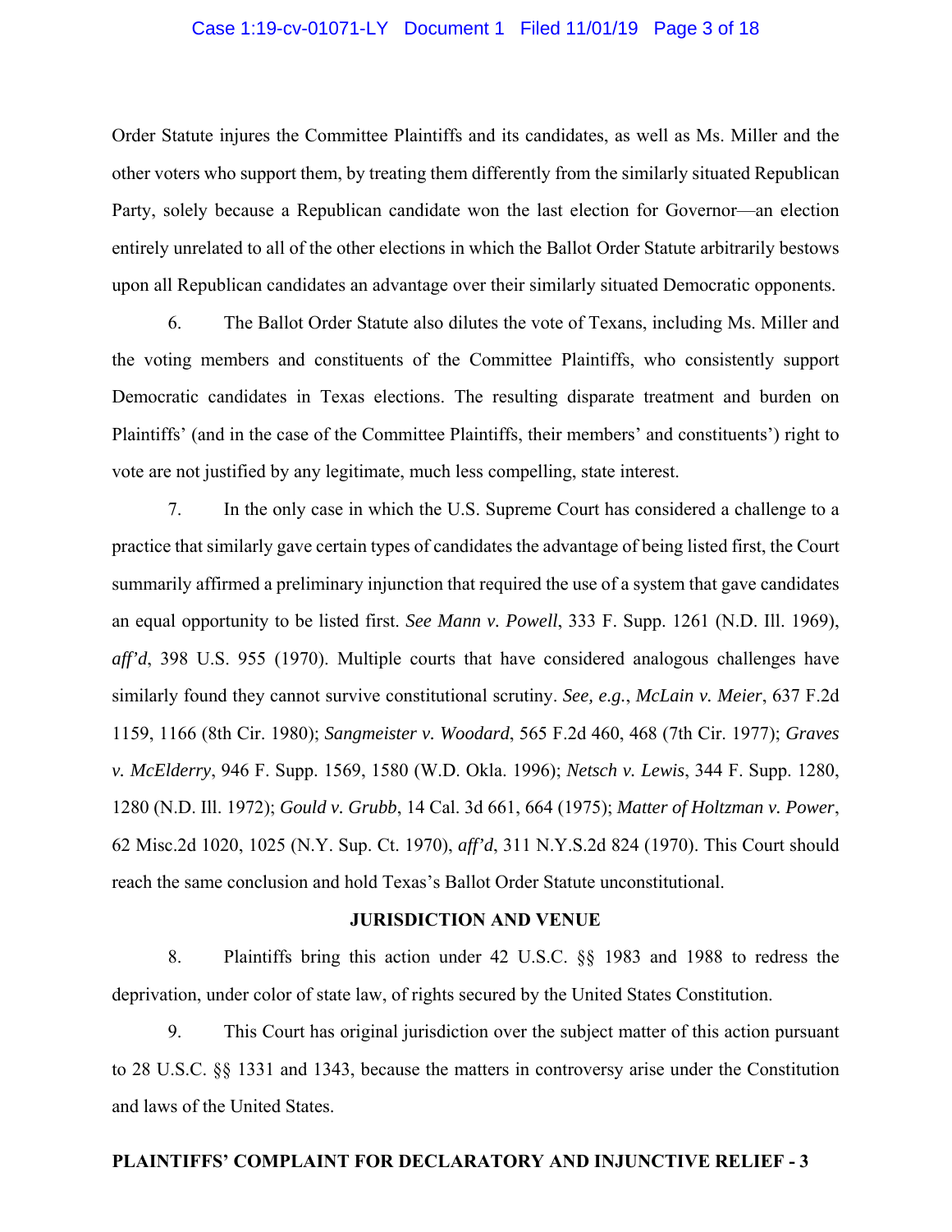Order Statute injures the Committee Plaintiffs and its candidates, as well as Ms. Miller and the other voters who support them, by treating them differently from the similarly situated Republican Party, solely because a Republican candidate won the last election for Governor—an election entirely unrelated to all of the other elections in which the Ballot Order Statute arbitrarily bestows upon all Republican candidates an advantage over their similarly situated Democratic opponents.

6. The Ballot Order Statute also dilutes the vote of Texans, including Ms. Miller and the voting members and constituents of the Committee Plaintiffs, who consistently support Democratic candidates in Texas elections. The resulting disparate treatment and burden on Plaintiffs' (and in the case of the Committee Plaintiffs, their members' and constituents') right to vote are not justified by any legitimate, much less compelling, state interest.

7. In the only case in which the U.S. Supreme Court has considered a challenge to a practice that similarly gave certain types of candidates the advantage of being listed first, the Court summarily affirmed a preliminary injunction that required the use of a system that gave candidates an equal opportunity to be listed first. *See Mann v. Powell*, 333 F. Supp. 1261 (N.D. Ill. 1969), *aff'd*, 398 U.S. 955 (1970). Multiple courts that have considered analogous challenges have similarly found they cannot survive constitutional scrutiny. *See, e.g.*, *McLain v. Meier*, 637 F.2d 1159, 1166 (8th Cir. 1980); *Sangmeister v. Woodard*, 565 F.2d 460, 468 (7th Cir. 1977); *Graves v. McElderry*, 946 F. Supp. 1569, 1580 (W.D. Okla. 1996); *Netsch v. Lewis*, 344 F. Supp. 1280, 1280 (N.D. Ill. 1972); *Gould v. Grubb*, 14 Cal. 3d 661, 664 (1975); *Matter of Holtzman v. Power*, 62 Misc.2d 1020, 1025 (N.Y. Sup. Ct. 1970), *aff'd*, 311 N.Y.S.2d 824 (1970). This Court should reach the same conclusion and hold Texas's Ballot Order Statute unconstitutional.

## JURISDICTION AND VENUE

8. Plaintiffs bring this action under 42 U.S.C. §§ 1983 and 1988 to redress the deprivation, under color of state law, of rights secured by the United States Constitution.

9. This Court has original jurisdiction over the subject matter of this action pursuant to 28 U.S.C. §§ 1331 and 1343, because the matters in controversy arise under the Constitution and laws of the United States.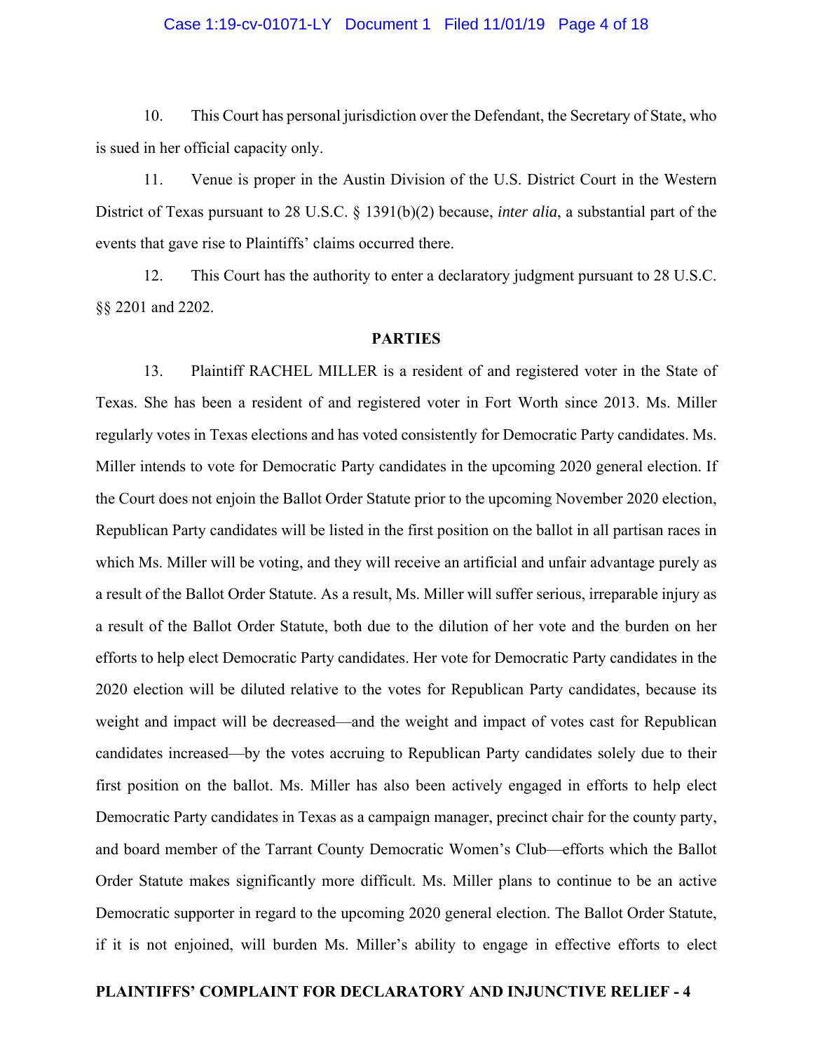10. This Court has personal jurisdiction over the Defendant, the Secretary of State, who is sued in her official capacity only.

11. Venue is proper in the Austin Division of the U.S. District Court in the Western District of Texas pursuant to 28 U.S.C. § 1391(b)(2) because, *inter alia*, a substantial part of the events that gave rise to Plaintiffs' claims occurred there.

12. This Court has the authority to enter a declaratory judgment pursuant to 28 U.S.C. §§ 2201 and 2202.

**PARTIES**

13. Plaintiff RACHEL MILLER is a resident of and registered voter in the State of Texas. She has been a resident of and registered voter in Fort Worth since 2013. Ms. Miller regularly votes in Texas elections and has voted consistently for Democratic Party candidates. Ms. Miller intends to vote for Democratic Party candidates in the upcoming 2020 general election. If the Court does not enjoin the Ballot Order Statute prior to the upcoming November 2020 election, Republican Party candidates will be listed in the first position on the ballot in all partisan races in which Ms. Miller will be voting, and they will receive an artificial and unfair advantage purely as a result of the Ballot Order Statute. As a result, Ms. Miller will suffer serious, irreparable injury as a result of the Ballot Order Statute, both due to the dilution of her vote and the burden on her efforts to help elect Democratic Party candidates. Her vote for Democratic Party candidates in the 2020 election will be diluted relative to the votes for Republican Party candidates, because its weight and impact will be decreased—and the weight and impact of votes cast for Republican candidates increased—by the votes accruing to Republican Party candidates solely due to their first position on the ballot. Ms. Miller has also been actively engaged in efforts to help elect Democratic Party candidates in Texas as a campaign manager, precinct chair for the county party, and board member of the Tarrant County Democratic Women's Club—efforts which the Ballot Order Statute makes significantly more difficult. Ms. Miller plans to continue to be an active Democratic supporter in regard to the upcoming 2020 general election. The Ballot Order Statute, if it is not enjoined, will burden Ms. Miller's ability to engage in effective efforts to elect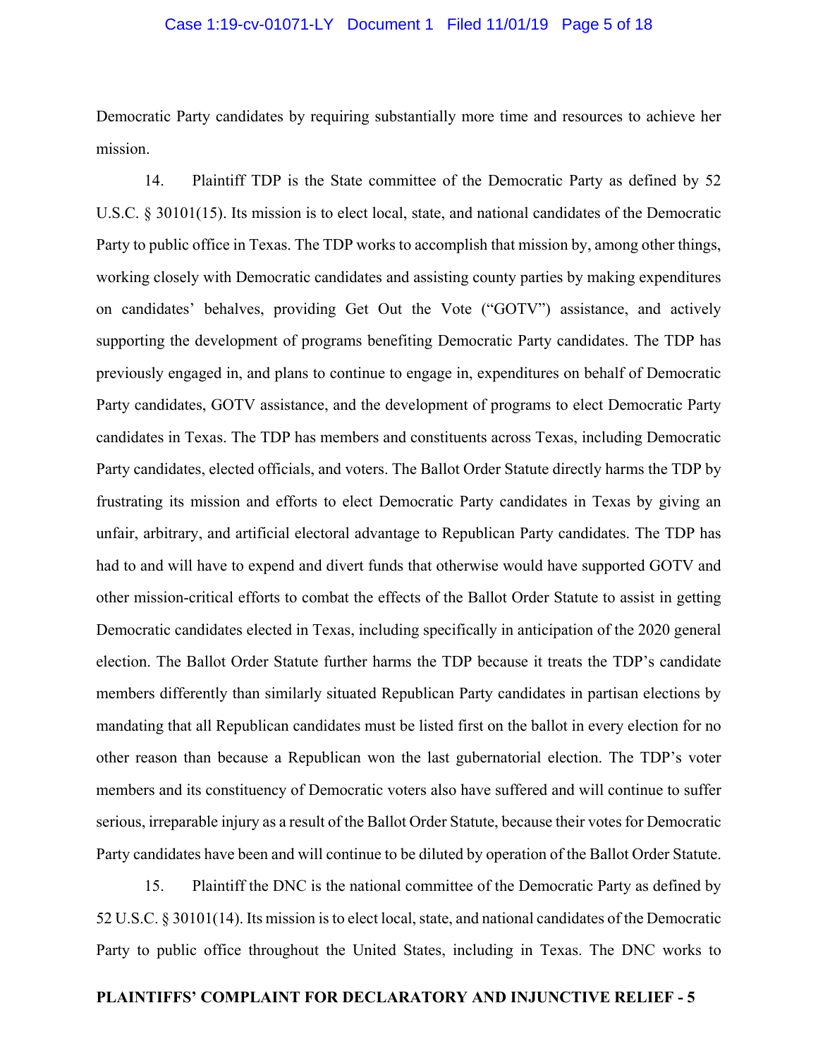Democratic Party candidates by requiring substantially more time and resources to achieve her mission.

14. Plaintiff TDP is the State committee of the Democratic Party as defined by 52 U.S.C. § 30101(15). Its mission is to elect local, state, and national candidates of the Democratic Party to public office in Texas. The TDP works to accomplish that mission by, among other things, working closely with Democratic candidates and assisting county parties by making expenditures on candidates' behalves, providing Get Out the Vote ("GOTV") assistance, and actively supporting the development of programs benefiting Democratic Party candidates. The TDP has previously engaged in, and plans to continue to engage in, expenditures on behalf of Democratic Party candidates, GOTV assistance, and the development of programs to elect Democratic Party candidates in Texas. The TDP has members and constituents across Texas, including Democratic Party candidates, elected officials, and voters. The Ballot Order Statute directly harms the TDP by frustrating its mission and efforts to elect Democratic Party candidates in Texas by giving an unfair, arbitrary, and artificial electoral advantage to Republican Party candidates. The TDP has had to and will have to expend and divert funds that otherwise would have supported GOTV and other mission-critical efforts to combat the effects of the Ballot Order Statute to assist in getting Democratic candidates elected in Texas, including specifically in anticipation of the 2020 general election. The Ballot Order Statute further harms the TDP because it treats the TDP's candidate members differently than similarly situated Republican Party candidates in partisan elections by mandating that all Republican candidates must be listed first on the ballot in every election for no other reason than because a Republican won the last gubernatorial election. The TDP's voter members and its constituency of Democratic voters also have suffered and will continue to suffer serious, irreparable injury as a result of the Ballot Order Statute, because their votes for Democratic Party candidates have been and will continue to be diluted by operation of the Ballot Order Statute.

15. Plaintiff the DNC is the national committee of the Democratic Party as defined by 52 U.S.C. § 30101(14). Its mission is to elect local, state, and national candidates of the Democratic Party to public office throughout the United States, including in Texas. The DNC works to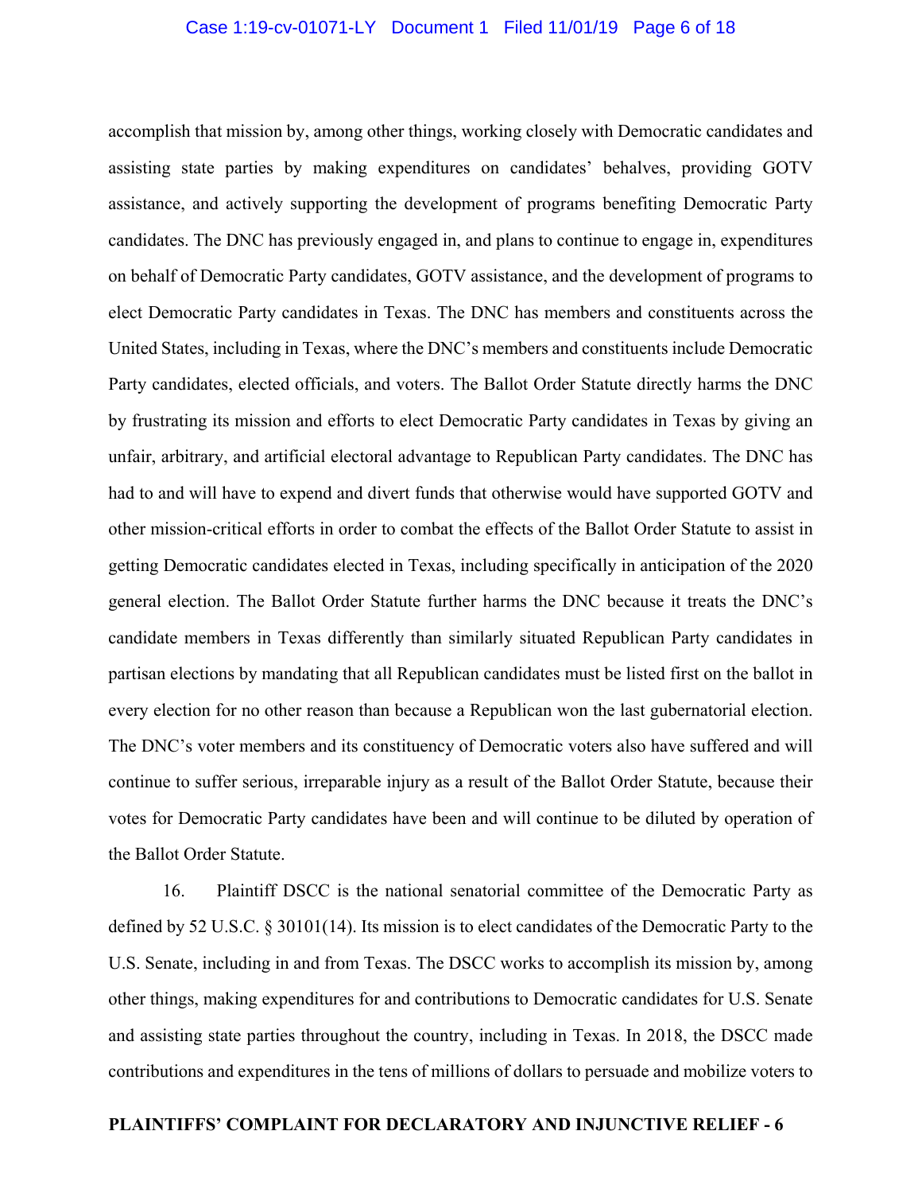accomplish that mission by, among other things, working closely with Democratic candidates and assisting state parties by making expenditures on candidates' behalves, providing GOTV assistance, and actively supporting the development of programs benefiting Democratic Party candidates. The DNC has previously engaged in, and plans to continue to engage in, expenditures on behalf of Democratic Party candidates, GOTV assistance, and the development of programs to elect Democratic Party candidates in Texas. The DNC has members and constituents across the United States, including in Texas, where the DNC's members and constituents include Democratic Party candidates, elected officials, and voters. The Ballot Order Statute directly harms the DNC by frustrating its mission and efforts to elect Democratic Party candidates in Texas by giving an unfair, arbitrary, and artificial electoral advantage to Republican Party candidates. The DNC has had to and will have to expend and divert funds that otherwise would have supported GOTV and other mission-critical efforts in order to combat the effects of the Ballot Order Statute to assist in getting Democratic candidates elected in Texas, including specifically in anticipation of the 2020 general election. The Ballot Order Statute further harms the DNC because it treats the DNC's candidate members in Texas differently than similarly situated Republican Party candidates in partisan elections by mandating that all Republican candidates must be listed first on the ballot in every election for no other reason than because a Republican won the last gubernatorial election. The DNC's voter members and its constituency of Democratic voters also have suffered and will continue to suffer serious, irreparable injury as a result of the Ballot Order Statute, because their votes for Democratic Party candidates have been and will continue to be diluted by operation of the Ballot Order Statute.

16. Plaintiff DSCC is the national senatorial committee of the Democratic Party as defined by 52 U.S.C. § 30101(14). Its mission is to elect candidates of the Democratic Party to the U.S. Senate, including in and from Texas. The DSCC works to accomplish its mission by, among other things, making expenditures for and contributions to Democratic candidates for U.S. Senate and assisting state parties throughout the country, including in Texas. In 2018, the DSCC made contributions and expenditures in the tens of millions of dollars to persuade and mobilize voters to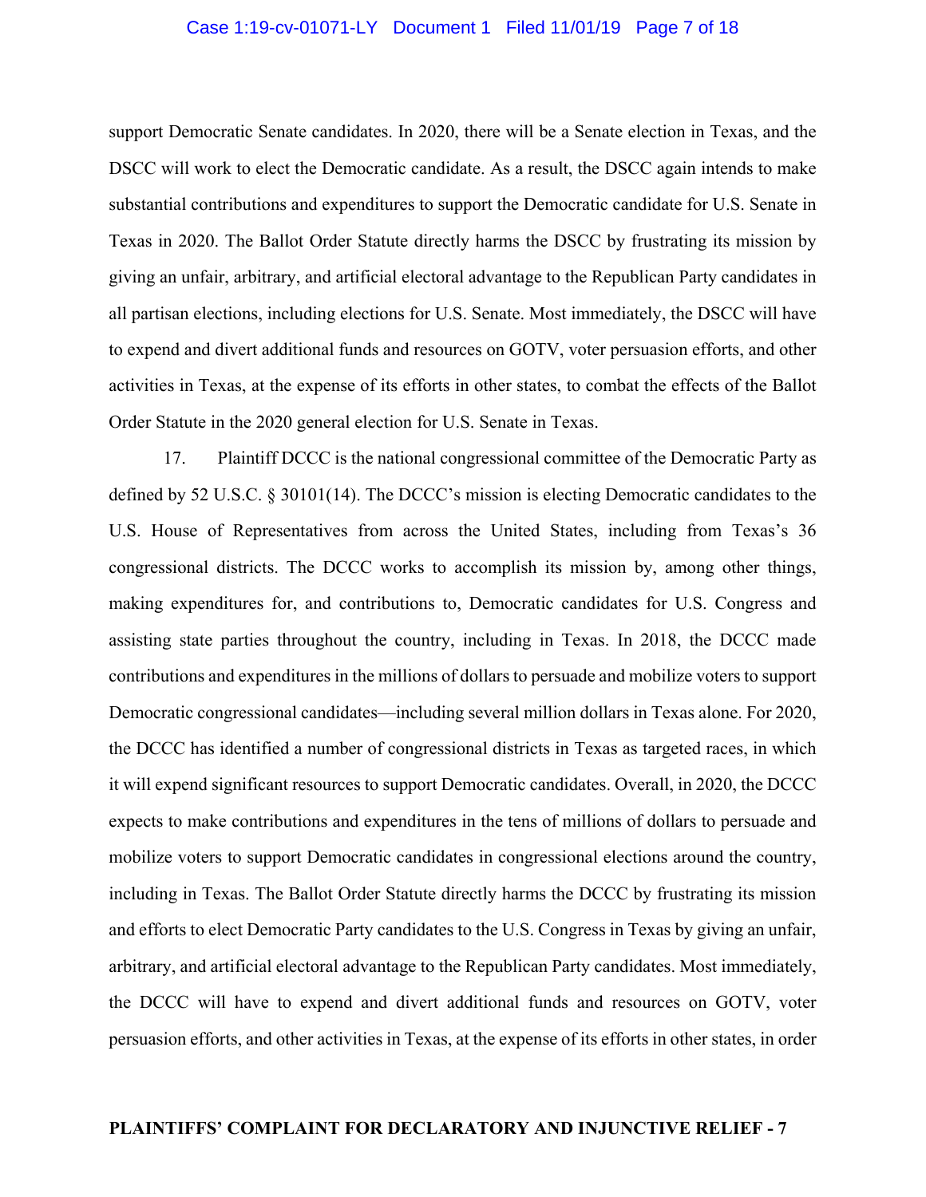support Democratic Senate candidates. In 2020, there will be a Senate election in Texas, and the DSCC will work to elect the Democratic candidate. As a result, the DSCC again intends to make substantial contributions and expenditures to support the Democratic candidate for U.S. Senate in Texas in 2020. The Ballot Order Statute directly harms the DSCC by frustrating its mission by giving an unfair, arbitrary, and artificial electoral advantage to the Republican Party candidates in all partisan elections, including elections for U.S. Senate. Most immediately, the DSCC will have to expend and divert additional funds and resources on GOTV, voter persuasion efforts, and other activities in Texas, at the expense of its efforts in other states, to combat the effects of the Ballot Order Statute in the 2020 general election for U.S. Senate in Texas.

17. Plaintiff DCCC is the national congressional committee of the Democratic Party as defined by 52 U.S.C. § 30101(14). The DCCC's mission is electing Democratic candidates to the U.S. House of Representatives from across the United States, including from Texas's 36 congressional districts. The DCCC works to accomplish its mission by, among other things, making expenditures for, and contributions to, Democratic candidates for U.S. Congress and assisting state parties throughout the country, including in Texas. In 2018, the DCCC made contributions and expenditures in the millions of dollars to persuade and mobilize voters to support Democratic congressional candidates—including several million dollars in Texas alone. For 2020, the DCCC has identified a number of congressional districts in Texas as targeted races, in which it will expend significant resources to support Democratic candidates. Overall, in 2020, the DCCC expects to make contributions and expenditures in the tens of millions of dollars to persuade and mobilize voters to support Democratic candidates in congressional elections around the country, including in Texas. The Ballot Order Statute directly harms the DCCC by frustrating its mission and efforts to elect Democratic Party candidates to the U.S. Congress in Texas by giving an unfair, arbitrary, and artificial electoral advantage to the Republican Party candidates. Most immediately, the DCCC will have to expend and divert additional funds and resources on GOTV, voter persuasion efforts, and other activities in Texas, at the expense of its efforts in other states, in order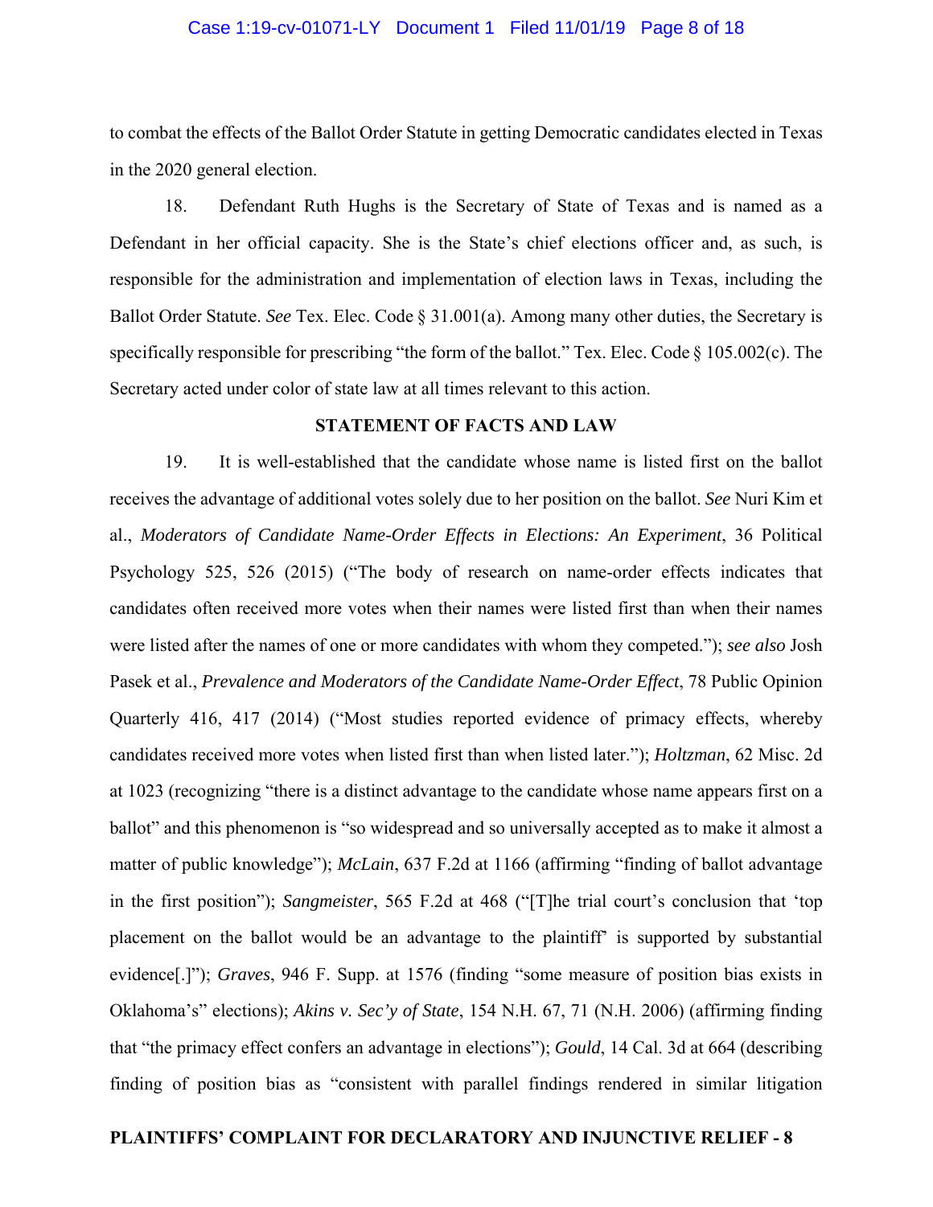to combat the effects of the Ballot Order Statute in getting Democratic candidates elected in Texas in the 2020 general election.

18. Defendant Ruth Hughs is the Secretary of State of Texas and is named as a Defendant in her official capacity. She is the State's chief elections officer and, as such, is responsible for the administration and implementation of election laws in Texas, including the Ballot Order Statute. *See* Tex. Elec. Code § 31.001(a). Among many other duties, the Secretary is specifically responsible for prescribing "the form of the ballot." Tex. Elec. Code § 105.002(c). The Secretary acted under color of state law at all times relevant to this action.

## STATEMENT OF FACTS AND LAW

19. It is well-established that the candidate whose name is listed first on the ballot receives the advantage of additional votes solely due to her position on the ballot. *See* Nuri Kim et al., *Moderators of Candidate Name-Order Effects in Elections: An Experiment*, 36 Political Psychology 525, 526 (2015) ("The body of research on name-order effects indicates that candidates often received more votes when their names were listed first than when their names were listed after the names of one or more candidates with whom they competed."); *see also* Josh Pasek et al., *Prevalence and Moderators of the Candidate Name-Order Effect*, 78 Public Opinion Quarterly 416, 417 (2014) ("Most studies reported evidence of primacy effects, whereby candidates received more votes when listed first than when listed later."); ***Holtzman***, 62 Misc. 2d at 1023 (recognizing "there is a distinct advantage to the candidate whose name appears first on a ballot" and this phenomenon is "so widespread and so universally accepted as to make it almost a matter of public knowledge"); ***McLain***, 637 F.2d at 1166 (affirming "finding of ballot advantage in the first position"); ***Sangmeister***, 565 F.2d at 468 ("[T]he trial court's conclusion that 'top placement on the ballot would be an advantage to the plaintiff' is supported by substantial evidence[.]"); ***Graves***, 946 F. Supp. at 1576 (finding "some measure of position bias exists in Oklahoma's" elections); ***Akins v. Sec'y of State***, 154 N.H. 67, 71 (N.H. 2006) (affirming finding that "the primacy effect confers an advantage in elections"); ***Gould***, 14 Cal. 3d at 664 (describing finding of position bias as "consistent with parallel findings rendered in similar litigation

**PLAINTIFFS' COMPLAINT FOR DECLARATORY AND INJUNCTIVE RELIEF - 8**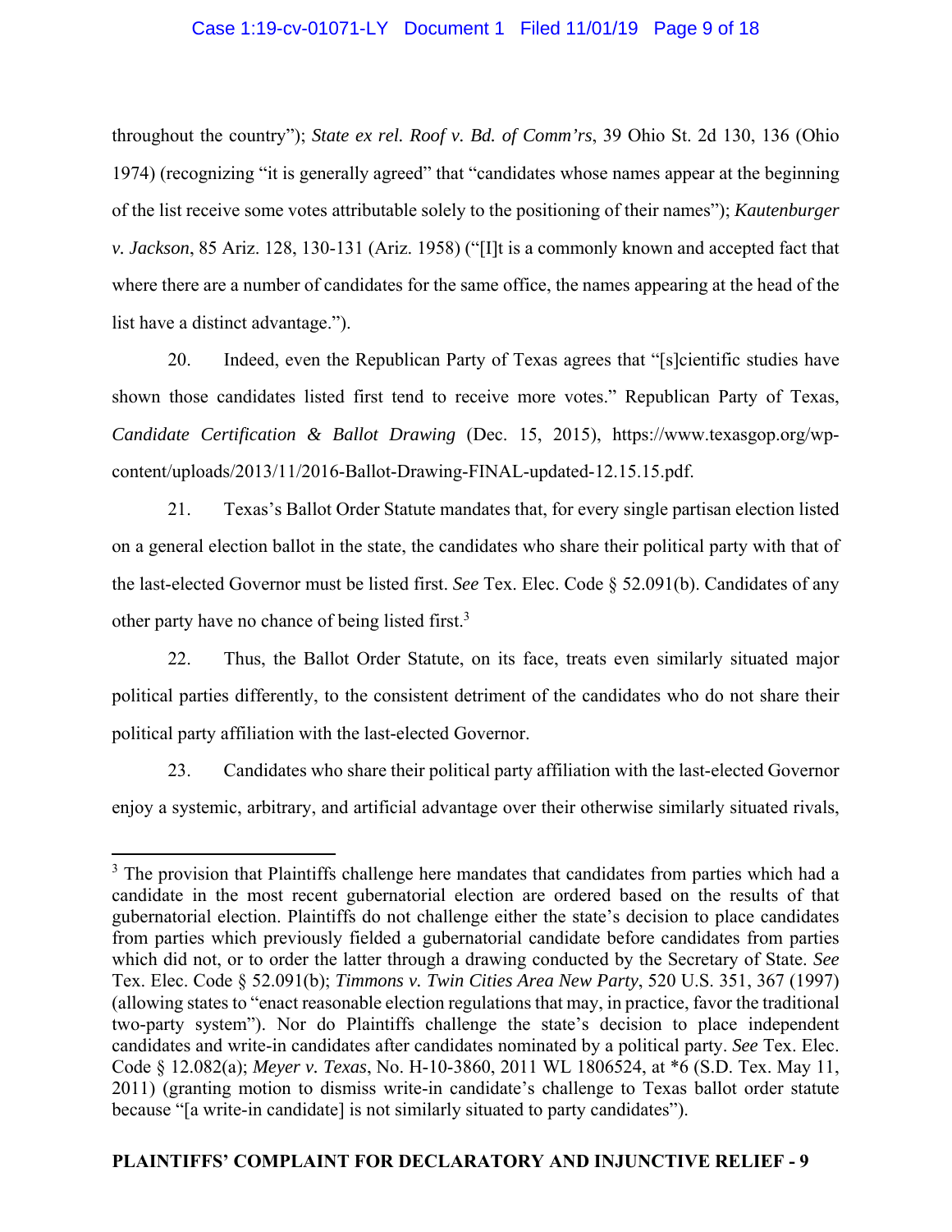throughout the country"); *State ex rel. Roof v. Bd. of Comm'rs*, 39 Ohio St. 2d 130, 136 (Ohio 1974) (recognizing "it is generally agreed" that "candidates whose names appear at the beginning of the list receive some votes attributable solely to the positioning of their names"); *Kautenburger v. Jackson*, 85 Ariz. 128, 130-131 (Ariz. 1958) ("[I]t is a commonly known and accepted fact that where there are a number of candidates for the same office, the names appearing at the head of the list have a distinct advantage.").

20. Indeed, even the Republican Party of Texas agrees that "[s]cientific studies have shown those candidates listed first tend to receive more votes." Republican Party of Texas, *Candidate Certification & Ballot Drawing* (Dec. 15, 2015), https://www.texasgop.org/wp-content/uploads/2013/11/2016-Ballot-Drawing-FINAL-updated-12.15.15.pdf.

21. Texas's Ballot Order Statute mandates that, for every single partisan election listed on a general election ballot in the state, the candidates who share their political party with that of the last-elected Governor must be listed first. *See* Tex. Elec. Code § 52.091(b). Candidates of any other party have no chance of being listed first.[3]

22. Thus, the Ballot Order Statute, on its face, treats even similarly situated major political parties differently, to the consistent detriment of the candidates who do not share their political party affiliation with the last-elected Governor.

23. Candidates who share their political party affiliation with the last-elected Governor enjoy a systemic, arbitrary, and artificial advantage over their otherwise similarly situated rivals,

---

[3] The provision that Plaintiffs challenge here mandates that candidates from parties which had a candidate in the most recent gubernatorial election are ordered based on the results of that gubernatorial election. Plaintiffs do not challenge either the state's decision to place candidates from parties which previously fielded a gubernatorial candidate before candidates from parties which did not, or to order the latter through a drawing conducted by the Secretary of State. *See* Tex. Elec. Code § 52.091(b); *Timmons v. Twin Cities Area New Party*, 520 U.S. 351, 367 (1997) (allowing states to "enact reasonable election regulations that may, in practice, favor the traditional two-party system"). Nor do Plaintiffs challenge the state's decision to place independent candidates and write-in candidates after candidates nominated by a political party. *See* Tex. Elec. Code § 12.082(a); *Meyer v. Texas*, No. H-10-3860, 2011 WL 1806524, at *6 (S.D. Tex. May 11, 2011) (granting motion to dismiss write-in candidate's challenge to Texas ballot order statute because "[a write-in candidate] is not similarly situated to party candidates").

**PLAINTIFFS' COMPLAINT FOR DECLARATORY AND INJUNCTIVE RELIEF - 9**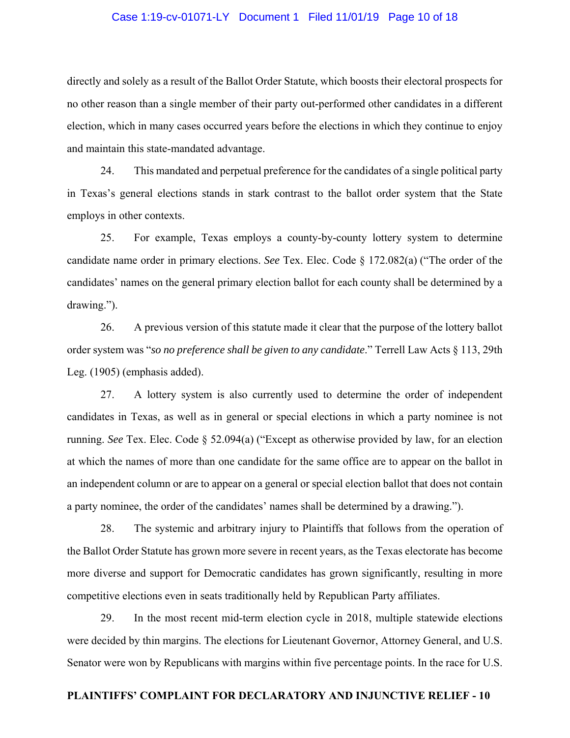directly and solely as a result of the Ballot Order Statute, which boosts their electoral prospects for no other reason than a single member of their party out-performed other candidates in a different election, which in many cases occurred years before the elections in which they continue to enjoy and maintain this state-mandated advantage.

24. This mandated and perpetual preference for the candidates of a single political party in Texas's general elections stands in stark contrast to the ballot order system that the State employs in other contexts.

25. For example, Texas employs a county-by-county lottery system to determine candidate name order in primary elections. *See* Tex. Elec. Code § 172.082(a) ("The order of the candidates' names on the general primary election ballot for each county shall be determined by a drawing.").

26. A previous version of this statute made it clear that the purpose of the lottery ballot order system was "*so no preference shall be given to any candidate*." Terrell Law Acts § 113, 29th Leg. (1905) (emphasis added).

27. A lottery system is also currently used to determine the order of independent candidates in Texas, as well as in general or special elections in which a party nominee is not running. *See* Tex. Elec. Code § 52.094(a) ("Except as otherwise provided by law, for an election at which the names of more than one candidate for the same office are to appear on the ballot in an independent column or are to appear on a general or special election ballot that does not contain a party nominee, the order of the candidates' names shall be determined by a drawing.").

28. The systemic and arbitrary injury to Plaintiffs that follows from the operation of the Ballot Order Statute has grown more severe in recent years, as the Texas electorate has become more diverse and support for Democratic candidates has grown significantly, resulting in more competitive elections even in seats traditionally held by Republican Party affiliates.

29. In the most recent mid-term election cycle in 2018, multiple statewide elections were decided by thin margins. The elections for Lieutenant Governor, Attorney General, and U.S. Senator were won by Republicans with margins within five percentage points. In the race for U.S.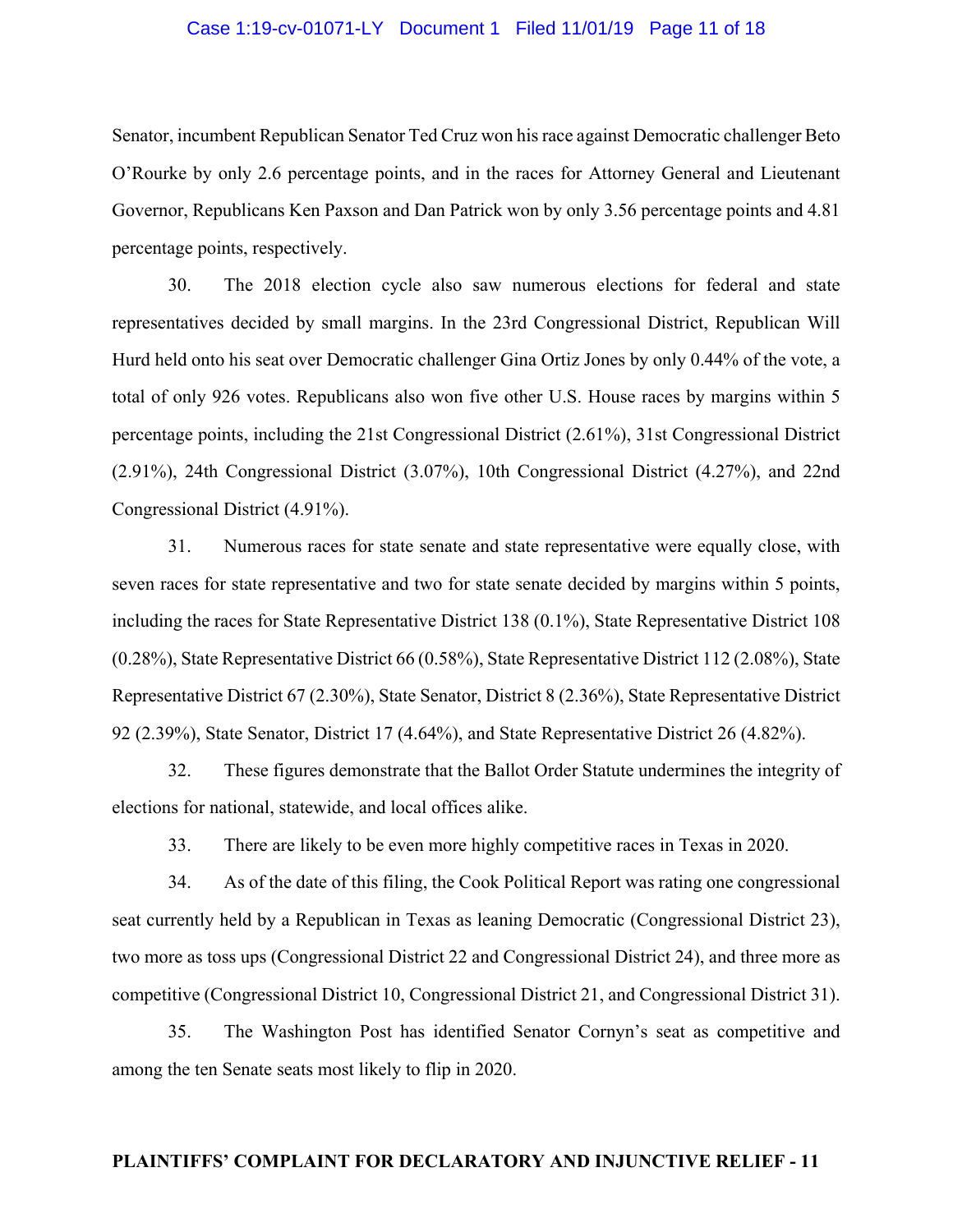Senator, incumbent Republican Senator Ted Cruz won his race against Democratic challenger Beto O'Rourke by only 2.6 percentage points, and in the races for Attorney General and Lieutenant Governor, Republicans Ken Paxson and Dan Patrick won by only 3.56 percentage points and 4.81 percentage points, respectively.

30. The 2018 election cycle also saw numerous elections for federal and state representatives decided by small margins. In the 23rd Congressional District, Republican Will Hurd held onto his seat over Democratic challenger Gina Ortiz Jones by only 0.44% of the vote, a total of only 926 votes. Republicans also won five other U.S. House races by margins within 5 percentage points, including the 21st Congressional District (2.61%), 31st Congressional District (2.91%), 24th Congressional District (3.07%), 10th Congressional District (4.27%), and 22nd Congressional District (4.91%).

31. Numerous races for state senate and state representative were equally close, with seven races for state representative and two for state senate decided by margins within 5 points, including the races for State Representative District 138 (0.1%), State Representative District 108 (0.28%), State Representative District 66 (0.58%), State Representative District 112 (2.08%), State Representative District 67 (2.30%), State Senator, District 8 (2.36%), State Representative District 92 (2.39%), State Senator, District 17 (4.64%), and State Representative District 26 (4.82%).

32. These figures demonstrate that the Ballot Order Statute undermines the integrity of elections for national, statewide, and local offices alike.

33. There are likely to be even more highly competitive races in Texas in 2020.

34. As of the date of this filing, the Cook Political Report was rating one congressional seat currently held by a Republican in Texas as leaning Democratic (Congressional District 23), two more as toss ups (Congressional District 22 and Congressional District 24), and three more as competitive (Congressional District 10, Congressional District 21, and Congressional District 31).

35. The Washington Post has identified Senator Cornyn's seat as competitive and among the ten Senate seats most likely to flip in 2020.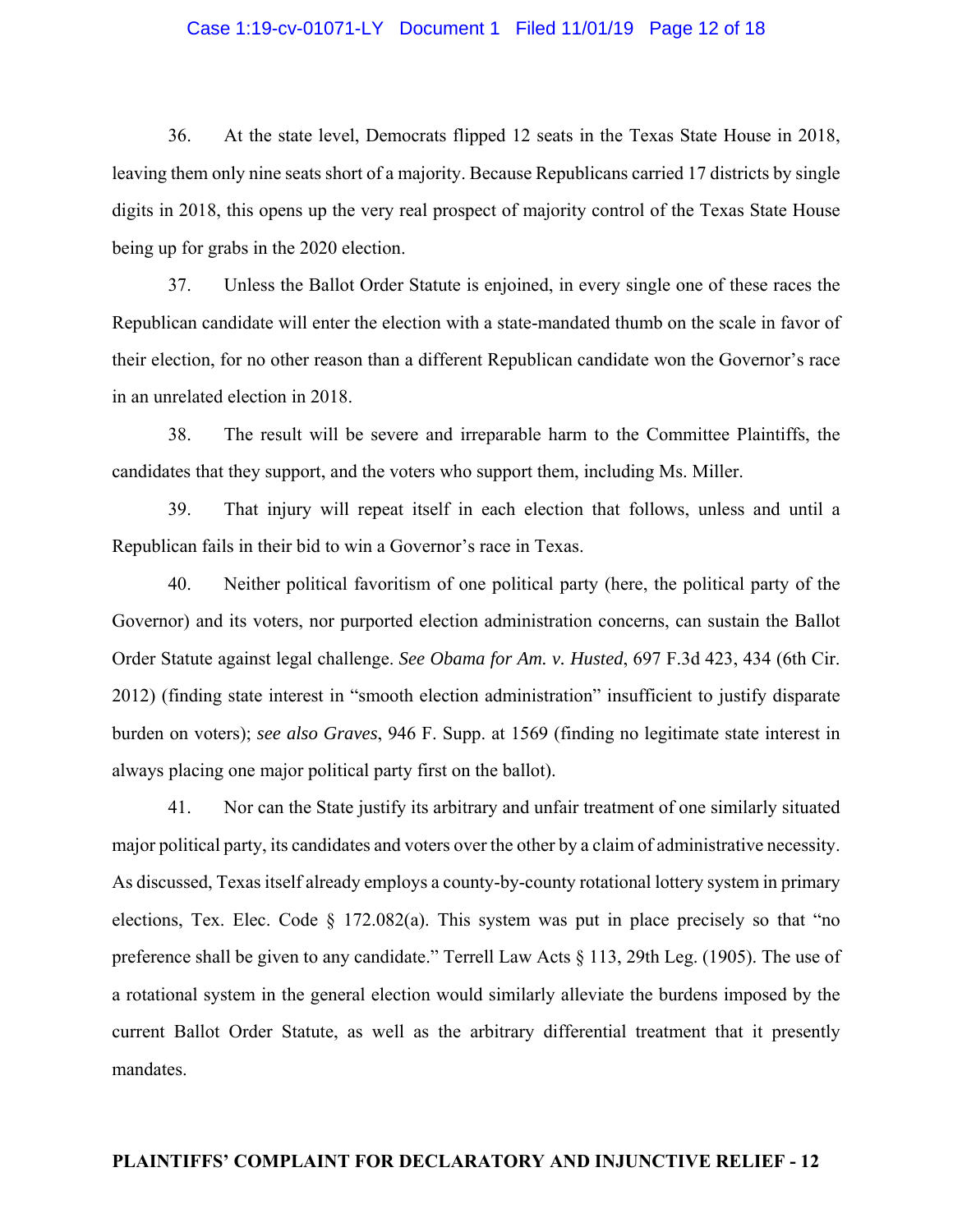36. At the state level, Democrats flipped 12 seats in the Texas State House in 2018, leaving them only nine seats short of a majority. Because Republicans carried 17 districts by single digits in 2018, this opens up the very real prospect of majority control of the Texas State House being up for grabs in the 2020 election.

37. Unless the Ballot Order Statute is enjoined, in every single one of these races the Republican candidate will enter the election with a state-mandated thumb on the scale in favor of their election, for no other reason than a different Republican candidate won the Governor's race in an unrelated election in 2018.

38. The result will be severe and irreparable harm to the Committee Plaintiffs, the candidates that they support, and the voters who support them, including Ms. Miller.

39. That injury will repeat itself in each election that follows, unless and until a Republican fails in their bid to win a Governor's race in Texas.

40. Neither political favoritism of one political party (here, the political party of the Governor) and its voters, nor purported election administration concerns, can sustain the Ballot Order Statute against legal challenge. *See Obama for Am. v. Husted*, 697 F.3d 423, 434 (6th Cir. 2012) (finding state interest in "smooth election administration" insufficient to justify disparate burden on voters); *see also Graves*, 946 F. Supp. at 1569 (finding no legitimate state interest in always placing one major political party first on the ballot).

41. Nor can the State justify its arbitrary and unfair treatment of one similarly situated major political party, its candidates and voters over the other by a claim of administrative necessity. As discussed, Texas itself already employs a county-by-county rotational lottery system in primary elections, Tex. Elec. Code § 172.082(a). This system was put in place precisely so that "no preference shall be given to any candidate." Terrell Law Acts § 113, 29th Leg. (1905). The use of a rotational system in the general election would similarly alleviate the burdens imposed by the current Ballot Order Statute, as well as the arbitrary differential treatment that it presently mandates.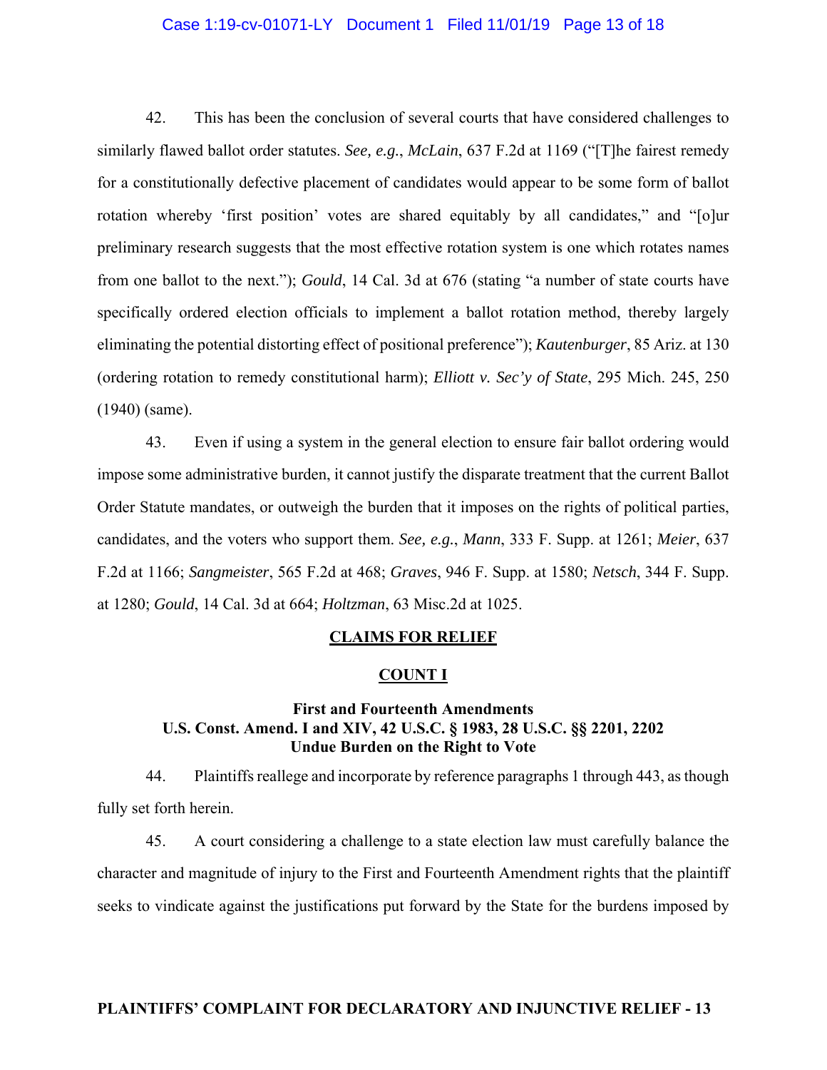42. This has been the conclusion of several courts that have considered challenges to similarly flawed ballot order statutes. *See, e.g.*, *McLain*, 637 F.2d at 1169 ("[T]he fairest remedy for a constitutionally defective placement of candidates would appear to be some form of ballot rotation whereby 'first position' votes are shared equitably by all candidates," and "[o]ur preliminary research suggests that the most effective rotation system is one which rotates names from one ballot to the next."); *Gould*, 14 Cal. 3d at 676 (stating "a number of state courts have specifically ordered election officials to implement a ballot rotation method, thereby largely eliminating the potential distorting effect of positional preference"); *Kautenburger*, 85 Ariz. at 130 (ordering rotation to remedy constitutional harm); *Elliott v. Sec'y of State*, 295 Mich. 245, 250 (1940) (same).

43. Even if using a system in the general election to ensure fair ballot ordering would impose some administrative burden, it cannot justify the disparate treatment that the current Ballot Order Statute mandates, or outweigh the burden that it imposes on the rights of political parties, candidates, and the voters who support them. *See, e.g.*, *Mann*, 333 F. Supp. at 1261; *Meier*, 637 F.2d at 1166; *Sangmeister*, 565 F.2d at 468; *Graves*, 946 F. Supp. at 1580; *Netsch*, 344 F. Supp. at 1280; *Gould*, 14 Cal. 3d at 664; *Holtzman*, 63 Misc.2d at 1025.

## CLAIMS FOR RELIEF

### COUNT I

**First and Fourteenth Amendments**
**U.S. Const. Amend. I and XIV, 42 U.S.C. § 1983, 28 U.S.C. §§ 2201, 2202**
**Undue Burden on the Right to Vote**

44. Plaintiffs reallege and incorporate by reference paragraphs 1 through 443, as though fully set forth herein.

45. A court considering a challenge to a state election law must carefully balance the character and magnitude of injury to the First and Fourteenth Amendment rights that the plaintiff seeks to vindicate against the justifications put forward by the State for the burdens imposed by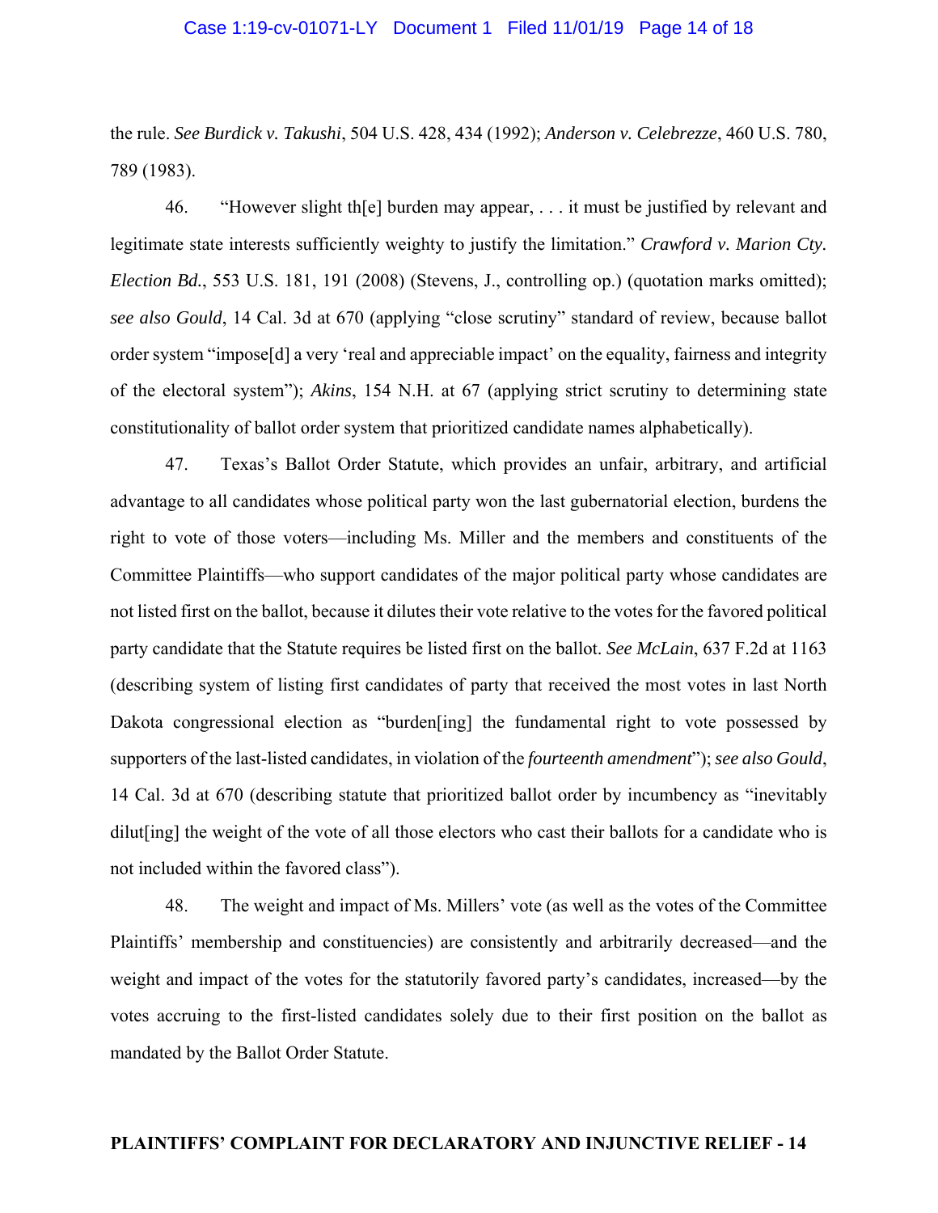the rule. *See Burdick v. Takushi*, 504 U.S. 428, 434 (1992); *Anderson v. Celebrezze*, 460 U.S. 780, 789 (1983).

46. "However slight th[e] burden may appear, . . . it must be justified by relevant and legitimate state interests sufficiently weighty to justify the limitation." *Crawford v. Marion Cty. Election Bd.*, 553 U.S. 181, 191 (2008) (Stevens, J., controlling op.) (quotation marks omitted); *see also Gould*, 14 Cal. 3d at 670 (applying "close scrutiny" standard of review, because ballot order system "impose[d] a very 'real and appreciable impact' on the equality, fairness and integrity of the electoral system"); *Akins*, 154 N.H. at 67 (applying strict scrutiny to determining state constitutionality of ballot order system that prioritized candidate names alphabetically).

47. Texas's Ballot Order Statute, which provides an unfair, arbitrary, and artificial advantage to all candidates whose political party won the last gubernatorial election, burdens the right to vote of those voters—including Ms. Miller and the members and constituents of the Committee Plaintiffs—who support candidates of the major political party whose candidates are not listed first on the ballot, because it dilutes their vote relative to the votes for the favored political party candidate that the Statute requires be listed first on the ballot. *See McLain*, 637 F.2d at 1163 (describing system of listing first candidates of party that received the most votes in last North Dakota congressional election as "burden[ing] the fundamental right to vote possessed by supporters of the last-listed candidates, in violation of the *fourteenth amendment*"); *see also Gould*, 14 Cal. 3d at 670 (describing statute that prioritized ballot order by incumbency as "inevitably dilut[ing] the weight of the vote of all those electors who cast their ballots for a candidate who is not included within the favored class").

48. The weight and impact of Ms. Millers' vote (as well as the votes of the Committee Plaintiffs' membership and constituencies) are consistently and arbitrarily decreased—and the weight and impact of the votes for the statutorily favored party's candidates, increased—by the votes accruing to the first-listed candidates solely due to their first position on the ballot as mandated by the Ballot Order Statute.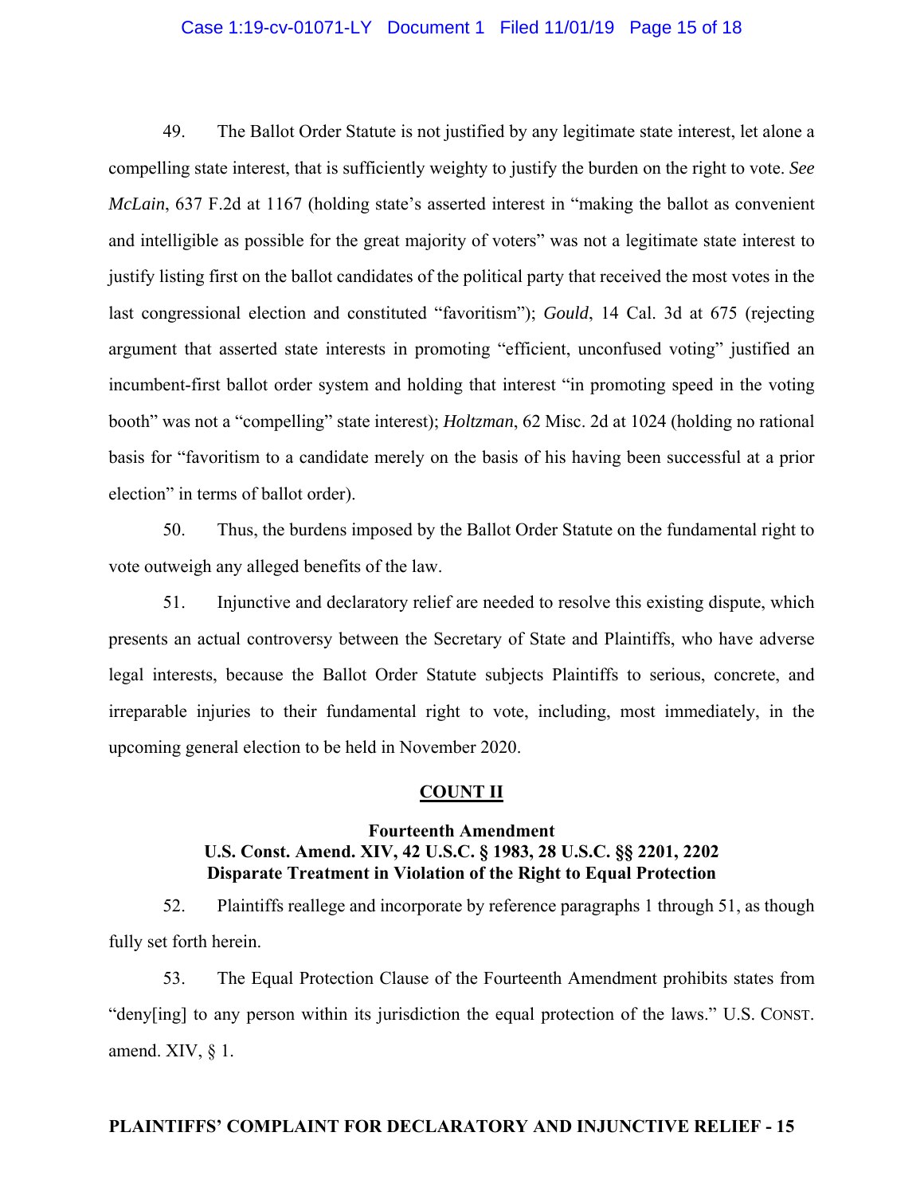49. The Ballot Order Statute is not justified by any legitimate state interest, let alone a compelling state interest, that is sufficiently weighty to justify the burden on the right to vote. *See McLain*, 637 F.2d at 1167 (holding state's asserted interest in "making the ballot as convenient and intelligible as possible for the great majority of voters" was not a legitimate state interest to justify listing first on the ballot candidates of the political party that received the most votes in the last congressional election and constituted "favoritism"); *Gould*, 14 Cal. 3d at 675 (rejecting argument that asserted state interests in promoting "efficient, unconfused voting" justified an incumbent-first ballot order system and holding that interest "in promoting speed in the voting booth" was not a "compelling" state interest); *Holtzman*, 62 Misc. 2d at 1024 (holding no rational basis for "favoritism to a candidate merely on the basis of his having been successful at a prior election" in terms of ballot order).

50. Thus, the burdens imposed by the Ballot Order Statute on the fundamental right to vote outweigh any alleged benefits of the law.

51. Injunctive and declaratory relief are needed to resolve this existing dispute, which presents an actual controversy between the Secretary of State and Plaintiffs, who have adverse legal interests, because the Ballot Order Statute subjects Plaintiffs to serious, concrete, and irreparable injuries to their fundamental right to vote, including, most immediately, in the upcoming general election to be held in November 2020.

## COUNT II

### Fourteenth Amendment
### U.S. Const. Amend. XIV, 42 U.S.C. § 1983, 28 U.S.C. §§ 2201, 2202
### Disparate Treatment in Violation of the Right to Equal Protection

52. Plaintiffs reallege and incorporate by reference paragraphs 1 through 51, as though fully set forth herein.

53. The Equal Protection Clause of the Fourteenth Amendment prohibits states from "deny[ing] to any person within its jurisdiction the equal protection of the laws." U.S. CONST. amend. XIV, § 1.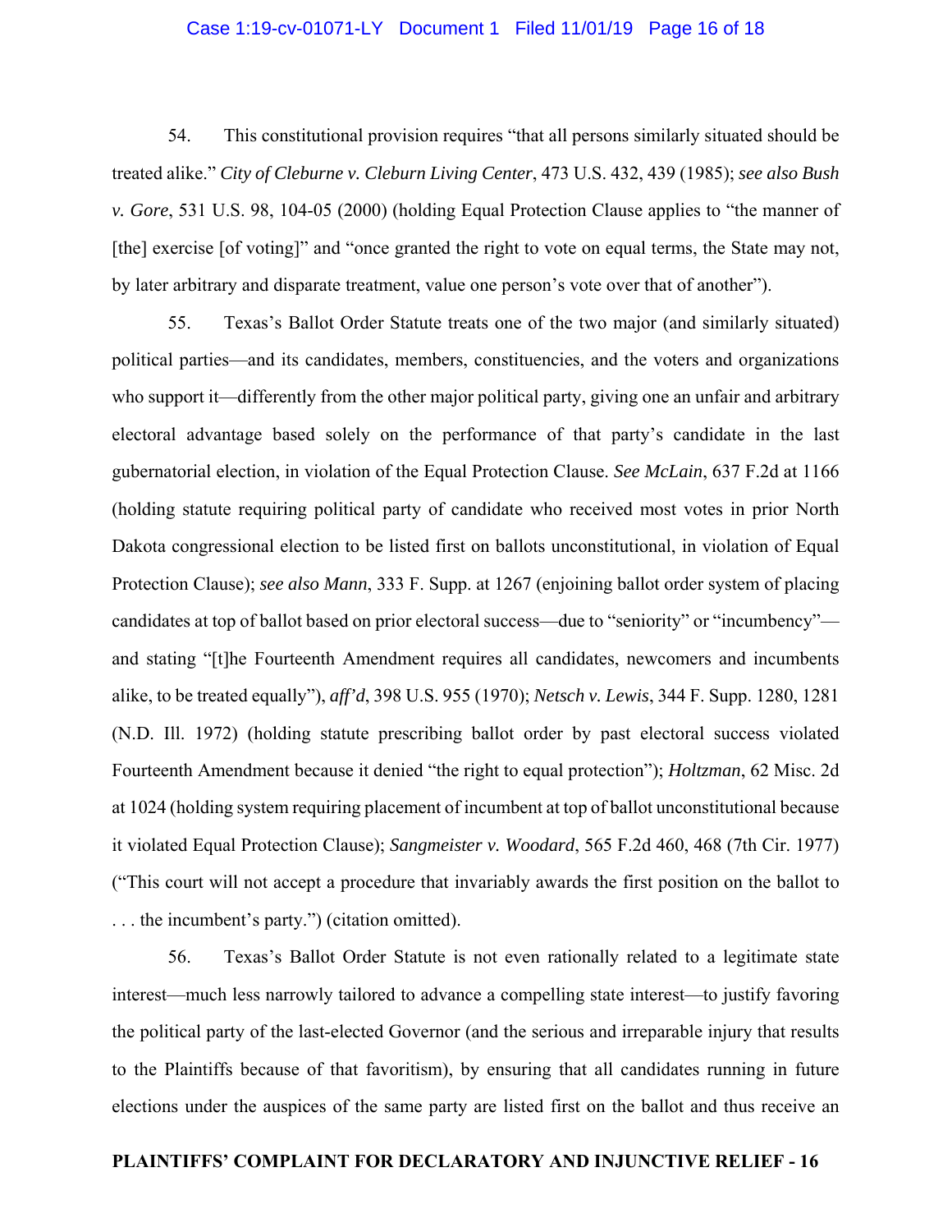54. This constitutional provision requires "that all persons similarly situated should be treated alike." *City of Cleburne v. Cleburn Living Center*, 473 U.S. 432, 439 (1985); *see also Bush v. Gore*, 531 U.S. 98, 104-05 (2000) (holding Equal Protection Clause applies to "the manner of [the] exercise [of voting]" and "once granted the right to vote on equal terms, the State may not, by later arbitrary and disparate treatment, value one person's vote over that of another").

55. Texas's Ballot Order Statute treats one of the two major (and similarly situated) political parties—and its candidates, members, constituencies, and the voters and organizations who support it—differently from the other major political party, giving one an unfair and arbitrary electoral advantage based solely on the performance of that party's candidate in the last gubernatorial election, in violation of the Equal Protection Clause. *See McLain*, 637 F.2d at 1166 (holding statute requiring political party of candidate who received most votes in prior North Dakota congressional election to be listed first on ballots unconstitutional, in violation of Equal Protection Clause); *see also Mann*, 333 F. Supp. at 1267 (enjoining ballot order system of placing candidates at top of ballot based on prior electoral success—due to "seniority" or "incumbency"—and stating "[t]he Fourteenth Amendment requires all candidates, newcomers and incumbents alike, to be treated equally"), *aff'd*, 398 U.S. 955 (1970); *Netsch v. Lewis*, 344 F. Supp. 1280, 1281 (N.D. Ill. 1972) (holding statute prescribing ballot order by past electoral success violated Fourteenth Amendment because it denied "the right to equal protection"); *Holtzman*, 62 Misc. 2d at 1024 (holding system requiring placement of incumbent at top of ballot unconstitutional because it violated Equal Protection Clause); *Sangmeister v. Woodard*, 565 F.2d 460, 468 (7th Cir. 1977) ("This court will not accept a procedure that invariably awards the first position on the ballot to . . . the incumbent's party.") (citation omitted).

56. Texas's Ballot Order Statute is not even rationally related to a legitimate state interest—much less narrowly tailored to advance a compelling state interest—to justify favoring the political party of the last-elected Governor (and the serious and irreparable injury that results to the Plaintiffs because of that favoritism), by ensuring that all candidates running in future elections under the auspices of the same party are listed first on the ballot and thus receive an

**PLAINTIFFS' COMPLAINT FOR DECLARATORY AND INJUNCTIVE RELIEF - 16**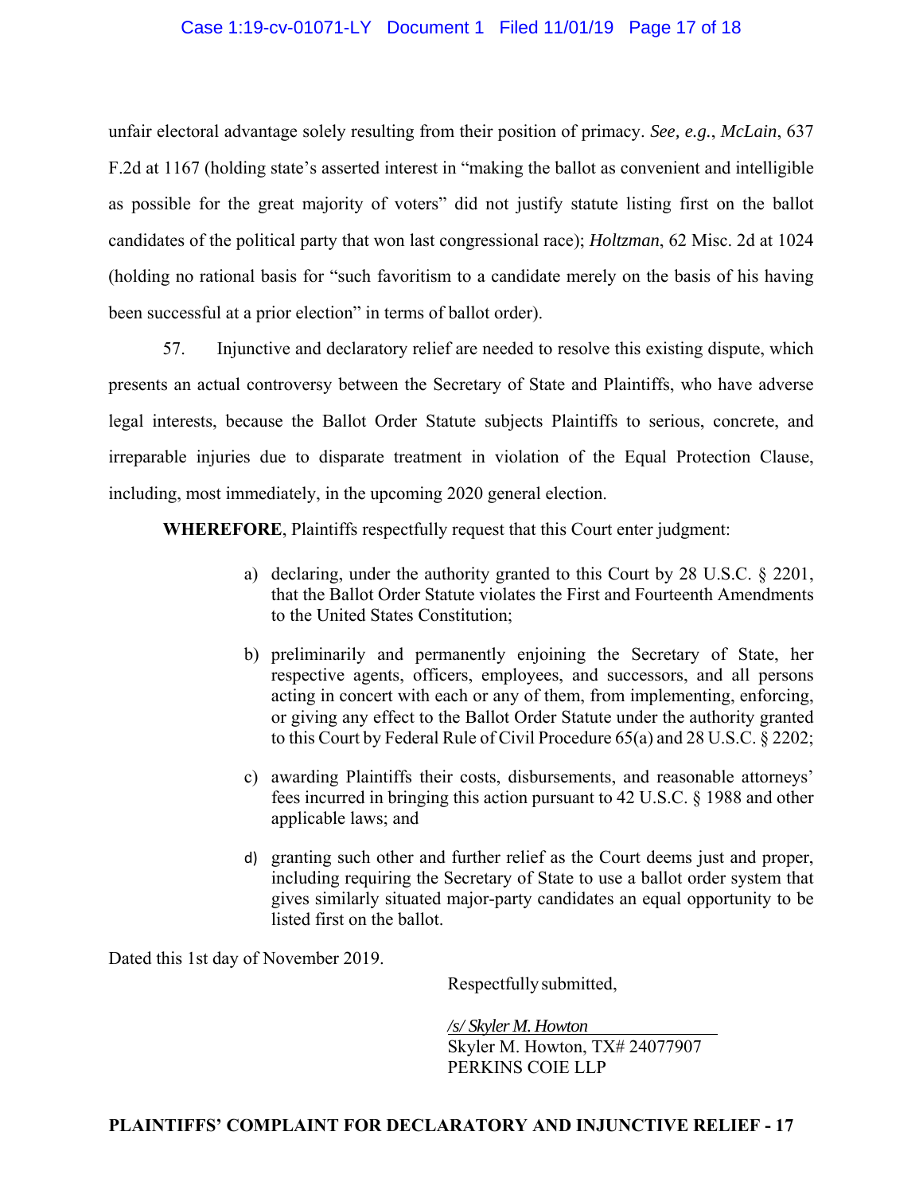unfair electoral advantage solely resulting from their position of primacy. *See, e.g.*, *McLain*, 637 F.2d at 1167 (holding state's asserted interest in "making the ballot as convenient and intelligible as possible for the great majority of voters" did not justify statute listing first on the ballot candidates of the political party that won last congressional race); *Holtzman*, 62 Misc. 2d at 1024 (holding no rational basis for "such favoritism to a candidate merely on the basis of his having been successful at a prior election" in terms of ballot order).

57. Injunctive and declaratory relief are needed to resolve this existing dispute, which presents an actual controversy between the Secretary of State and Plaintiffs, who have adverse legal interests, because the Ballot Order Statute subjects Plaintiffs to serious, concrete, and irreparable injuries due to disparate treatment in violation of the Equal Protection Clause, including, most immediately, in the upcoming 2020 general election.

**WHEREFORE**, Plaintiffs respectfully request that this Court enter judgment:

a) declaring, under the authority granted to this Court by 28 U.S.C. § 2201, that the Ballot Order Statute violates the First and Fourteenth Amendments to the United States Constitution;

b) preliminarily and permanently enjoining the Secretary of State, her respective agents, officers, employees, and successors, and all persons acting in concert with each or any of them, from implementing, enforcing, or giving any effect to the Ballot Order Statute under the authority granted to this Court by Federal Rule of Civil Procedure 65(a) and 28 U.S.C. § 2202;

c) awarding Plaintiffs their costs, disbursements, and reasonable attorneys' fees incurred in bringing this action pursuant to 42 U.S.C. § 1988 and other applicable laws; and

d) granting such other and further relief as the Court deems just and proper, including requiring the Secretary of State to use a ballot order system that gives similarly situated major-party candidates an equal opportunity to be listed first on the ballot.

Dated this 1st day of November 2019.

Respectfully submitted,

*/s/ Skyler M. Howton*
Skyler M. Howton, TX# 24077907
PERKINS COIE LLP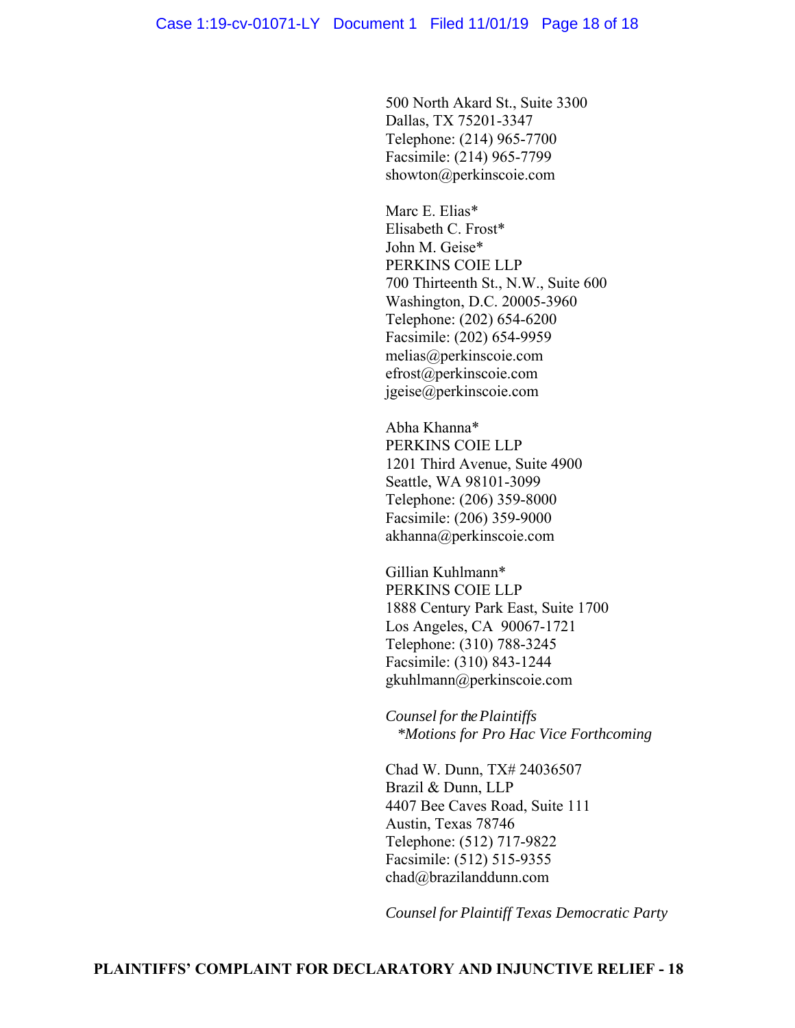500 North Akard St., Suite 3300
Dallas, TX 75201-3347
Telephone: (214) 965-7700
Facsimile: (214) 965-7799
showton@perkinscoie.com

Marc E. Elias*
Elisabeth C. Frost*
John M. Geise*
PERKINS COIE LLP
700 Thirteenth St., N.W., Suite 600
Washington, D.C. 20005-3960
Telephone: (202) 654-6200
Facsimile: (202) 654-9959
melias@perkinscoie.com
efrost@perkinscoie.com
jgeise@perkinscoie.com

Abha Khanna*
PERKINS COIE LLP
1201 Third Avenue, Suite 4900
Seattle, WA 98101-3099
Telephone: (206) 359-8000
Facsimile: (206) 359-9000
akhanna@perkinscoie.com

Gillian Kuhlmann*
PERKINS COIE LLP
1888 Century Park East, Suite 1700
Los Angeles, CA 90067-1721
Telephone: (310) 788-3245
Facsimile: (310) 843-1244
gkuhlmann@perkinscoie.com

*Counsel for the Plaintiffs*
*\*Motions for Pro Hac Vice Forthcoming*

Chad W. Dunn, TX# 24036507
Brazil & Dunn, LLP
4407 Bee Caves Road, Suite 111
Austin, Texas 78746
Telephone: (512) 717-9822
Facsimile: (512) 515-9355
chad@brazilanddunn.com

*Counsel for Plaintiff Texas Democratic Party*

**PLAINTIFFS' COMPLAINT FOR DECLARATORY AND INJUNCTIVE RELIEF - 18**